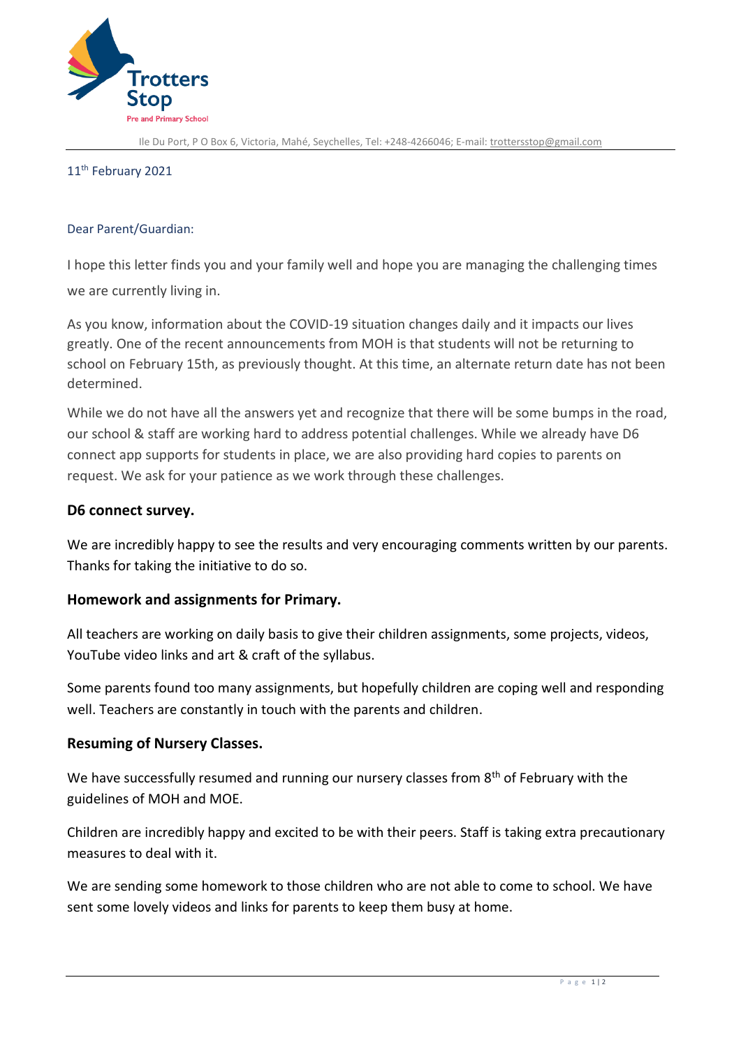Trotters Stop

Pre and Primary School

Ile Du Port, P O Box 6, Victoria, Mahé, Seychelles, Tel: +248-4266046; E-mail: trottersstop@gmail.com

11th February 2021

Dear Parent/Guardian:

I hope this letter finds you and your family well and hope you are managing the challenging times we are currently living in.

As you know, information about the COVID-19 situation changes daily and it impacts our lives greatly. One of the recent announcements from MOH is that students will not be returning to school on February 15th, as previously thought. At this time, an alternate return date has not been determined.

While we do not have all the answers yet and recognize that there will be some bumps in the road, our school & staff are working hard to address potential challenges. While we already have D6 connect app supports for students in place, we are also providing hard copies to parents on request. We ask for your patience as we work through these challenges.

### D6 connect survey.

We are incredibly happy to see the results and very encouraging comments written by our parents. Thanks for taking the initiative to do so.

### Homework and assignments for Primary.

All teachers are working on daily basis to give their children assignments, some projects, videos, YouTube video links and art & craft of the syllabus.

Some parents found too many assignments, but hopefully children are coping well and responding well. Teachers are constantly in touch with the parents and children.

### Resuming of Nursery Classes.

We have successfully resumed and running our nursery classes from 8th of February with the guidelines of MOH and MOE.

Children are incredibly happy and excited to be with their peers. Staff is taking extra precautionary measures to deal with it.

We are sending some homework to those children who are not able to come to school. We have sent some lovely videos and links for parents to keep them busy at home.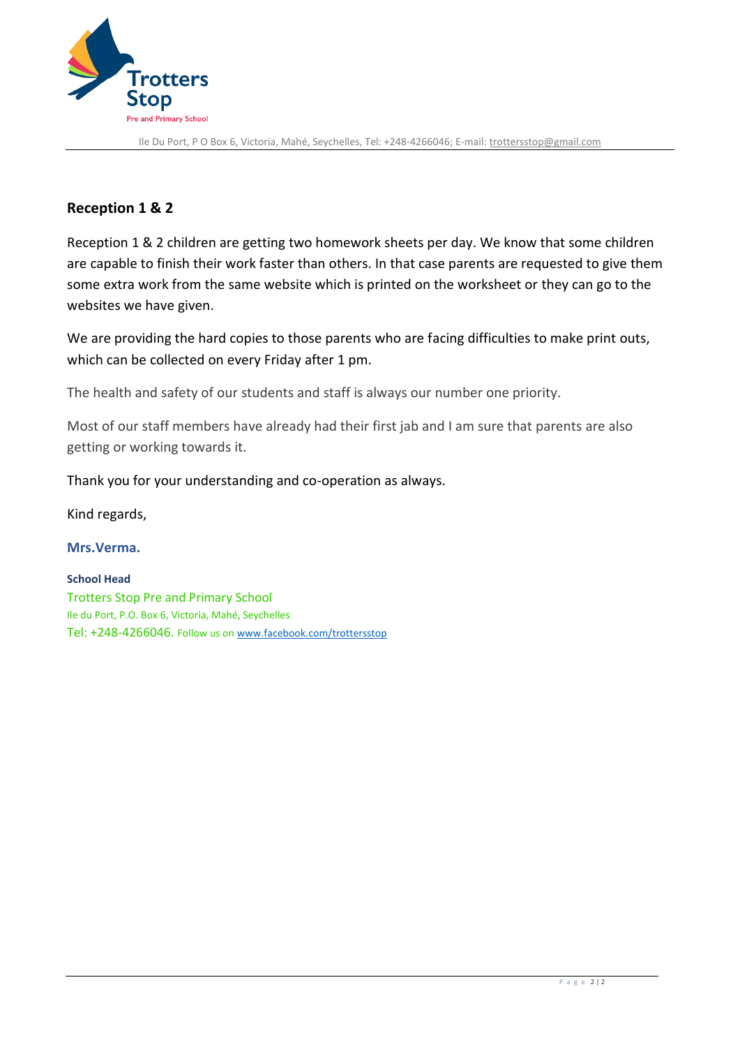## Reception 1 & 2

Reception 1 & 2 children are getting two homework sheets per day. We know that some children are capable to finish their work faster than others. In that case parents are requested to give them some extra work from the same website which is printed on the worksheet or they can go to the websites we have given.

We are providing the hard copies to those parents who are facing difficulties to make print outs, which can be collected on every Friday after 1 pm.

The health and safety of our students and staff is always our number one priority.

Most of our staff members have already had their first jab and I am sure that parents are also getting or working towards it.

Thank you for your understanding and co-operation as always.

Kind regards,

**Mrs.Verma.**

**School Head**
Trotters Stop Pre and Primary School
Ile du Port, P.O. Box 6, Victoria, Mahé, Seychelles
Tel: +248-4266046. Follow us on www.facebook.com/trottersstop